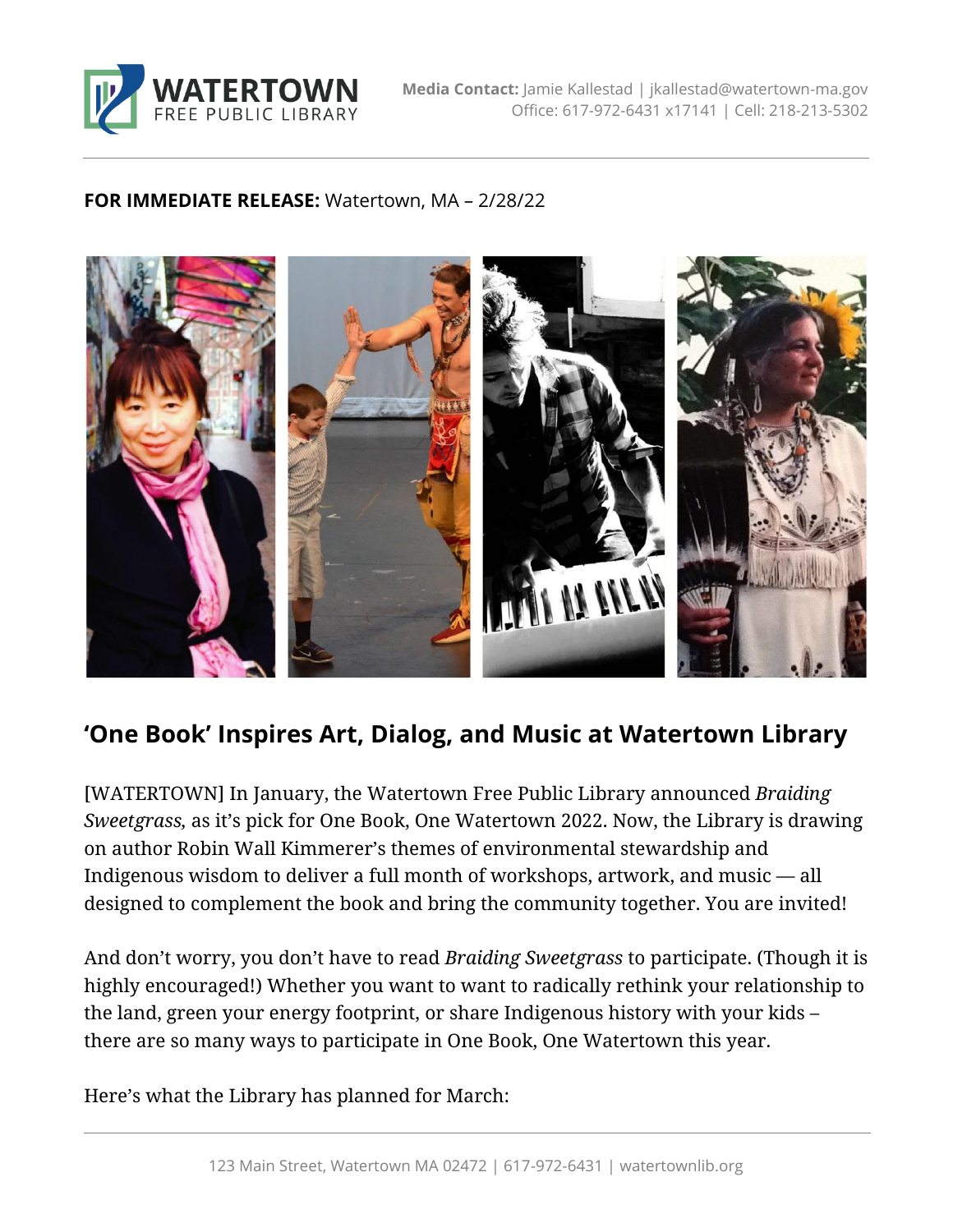WATERTOWN FREE PUBLIC LIBRARY

**Media Contact:** Jamie Kallestad | jkallestad@watertown-ma.gov
Office: 617-972-6431 x17141 | Cell: 218-213-5302

**FOR IMMEDIATE RELEASE:** Watertown, MA – 2/28/22

## 'One Book' Inspires Art, Dialog, and Music at Watertown Library

[WATERTOWN] In January, the Watertown Free Public Library announced *Braiding Sweetgrass,* as it's pick for One Book, One Watertown 2022. Now, the Library is drawing on author Robin Wall Kimmerer's themes of environmental stewardship and Indigenous wisdom to deliver a full month of workshops, artwork, and music — all designed to complement the book and bring the community together. You are invited!

And don't worry, you don't have to read *Braiding Sweetgrass* to participate. (Though it is highly encouraged!) Whether you want to want to radically rethink your relationship to the land, green your energy footprint, or share Indigenous history with your kids – there are so many ways to participate in One Book, One Watertown this year.

Here's what the Library has planned for March: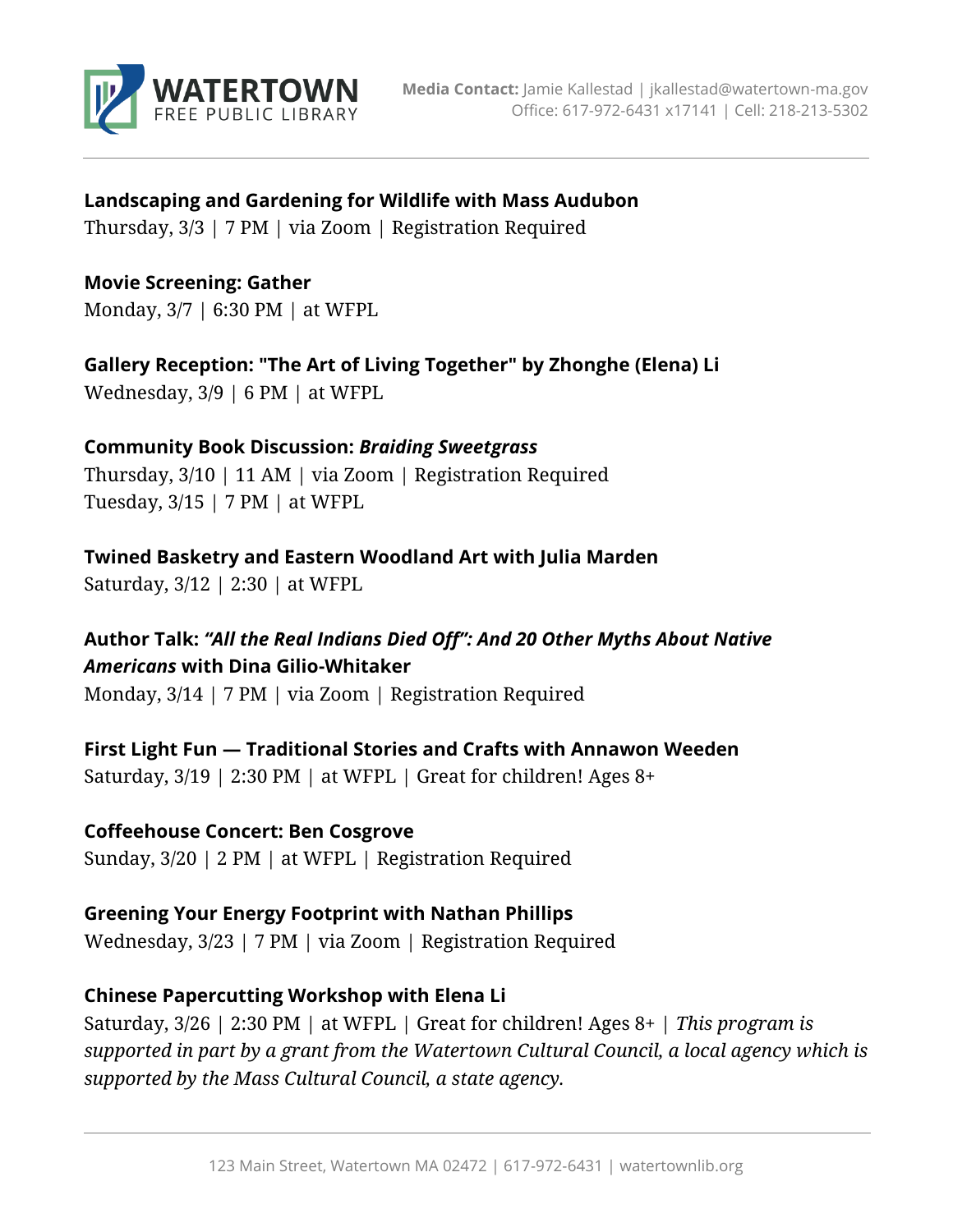**Landscaping and Gardening for Wildlife with Mass Audubon**
Thursday, 3/3 | 7 PM | via Zoom | Registration Required

**Movie Screening: Gather**
Monday, 3/7 | 6:30 PM | at WFPL

**Gallery Reception: "The Art of Living Together" by Zhonghe (Elena) Li**
Wednesday, 3/9 | 6 PM | at WFPL

**Community Book Discussion: *Braiding Sweetgrass***
Thursday, 3/10 | 11 AM | via Zoom | Registration Required
Tuesday, 3/15 | 7 PM | at WFPL

**Twined Basketry and Eastern Woodland Art with Julia Marden**
Saturday, 3/12 | 2:30 | at WFPL

**Author Talk: *"All the Real Indians Died Off": And 20 Other Myths About Native Americans* with Dina Gilio-Whitaker**
Monday, 3/14 | 7 PM | via Zoom | Registration Required

**First Light Fun — Traditional Stories and Crafts with Annawon Weeden**
Saturday, 3/19 | 2:30 PM | at WFPL | Great for children! Ages 8+

**Coffeehouse Concert: Ben Cosgrove**
Sunday, 3/20 | 2 PM | at WFPL | Registration Required

**Greening Your Energy Footprint with Nathan Phillips**
Wednesday, 3/23 | 7 PM | via Zoom | Registration Required

**Chinese Papercutting Workshop with Elena Li**
Saturday, 3/26 | 2:30 PM | at WFPL | Great for children! Ages 8+ | *This program is supported in part by a grant from the Watertown Cultural Council, a local agency which is supported by the Mass Cultural Council, a state agency.*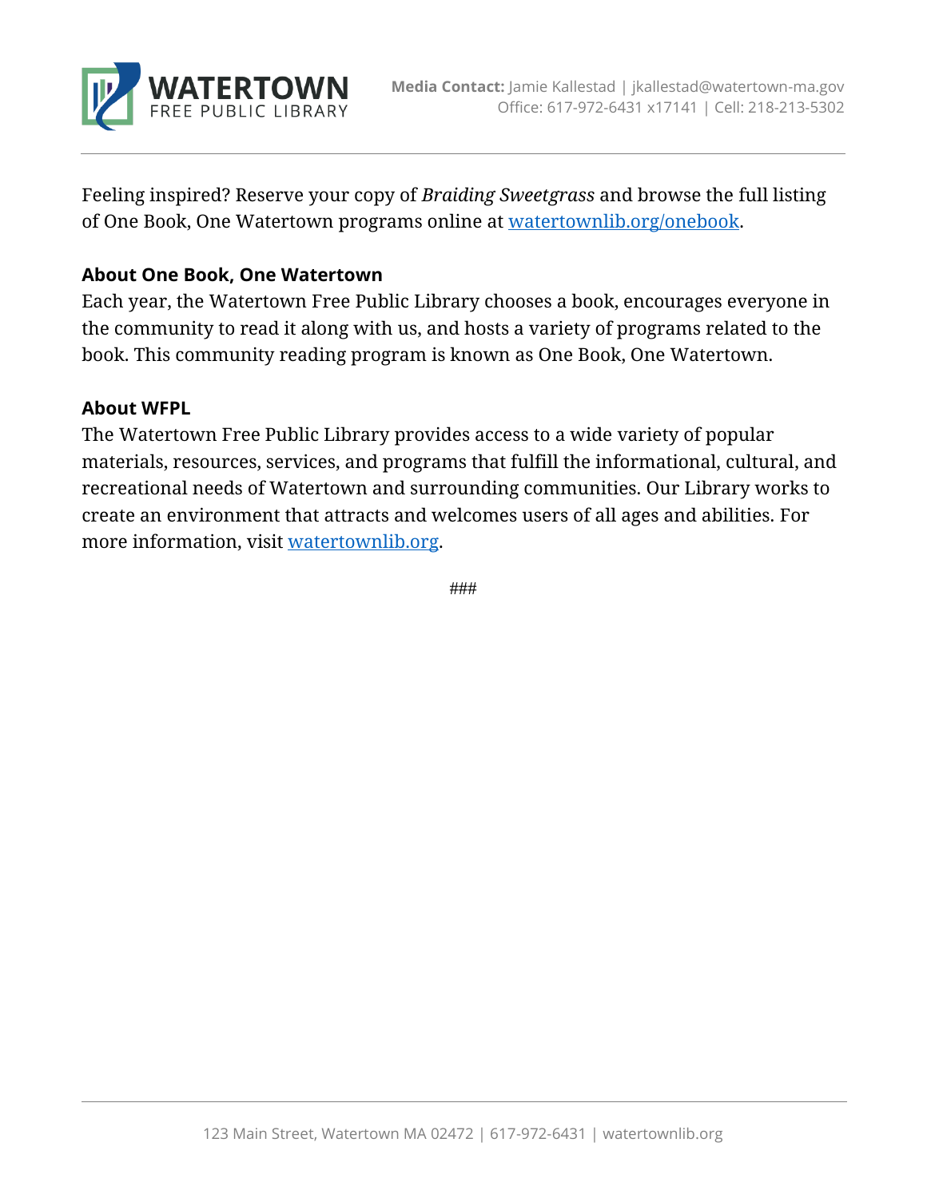Feeling inspired? Reserve your copy of *Braiding Sweetgrass* and browse the full listing of One Book, One Watertown programs online at [watertownlib.org/onebook](watertownlib.org/onebook).

**About One Book, One Watertown**

Each year, the Watertown Free Public Library chooses a book, encourages everyone in the community to read it along with us, and hosts a variety of programs related to the book. This community reading program is known as One Book, One Watertown.

**About WFPL**

The Watertown Free Public Library provides access to a wide variety of popular materials, resources, services, and programs that fulfill the informational, cultural, and recreational needs of Watertown and surrounding communities. Our Library works to create an environment that attracts and welcomes users of all ages and abilities. For more information, visit [watertownlib.org](watertownlib.org).

###